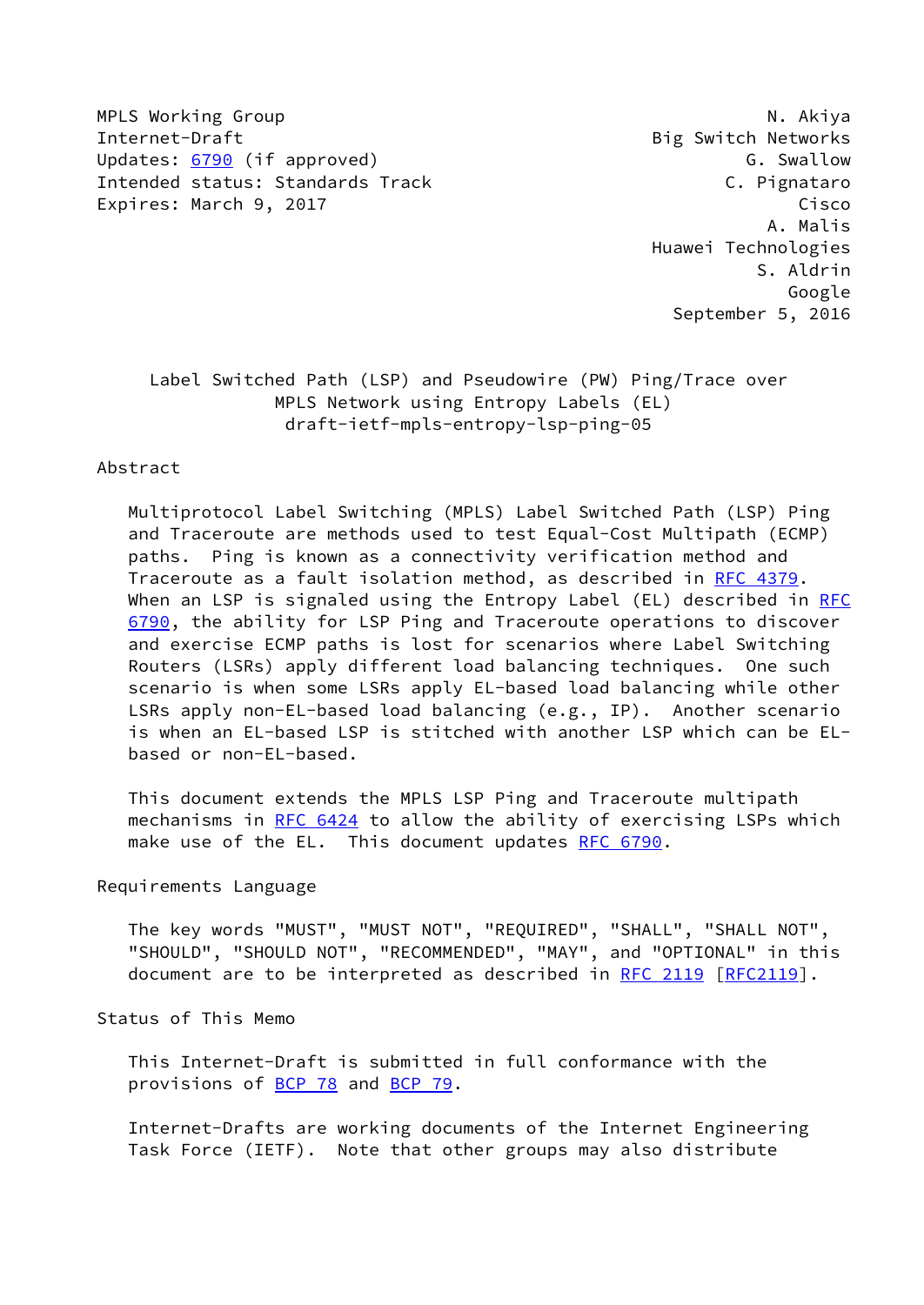MPLS Working Group N. Akiya
Internet-Draft Big Switch Networks
Updates: 6790 (if approved) G. Swallow
Intended status: Standards Track C. Pignataro
Expires: March 9, 2017 Cisco
A. Malis
Huawei Technologies
S. Aldrin
Google
September 5, 2016

# Label Switched Path (LSP) and Pseudowire (PW) Ping/Trace over MPLS Network using Entropy Labels (EL)

draft-ietf-mpls-entropy-lsp-ping-05

## Abstract

Multiprotocol Label Switching (MPLS) Label Switched Path (LSP) Ping and Traceroute are methods used to test Equal-Cost Multipath (ECMP) paths. Ping is known as a connectivity verification method and Traceroute as a fault isolation method, as described in RFC 4379. When an LSP is signaled using the Entropy Label (EL) described in RFC 6790, the ability for LSP Ping and Traceroute operations to discover and exercise ECMP paths is lost for scenarios where Label Switching Routers (LSRs) apply different load balancing techniques. One such scenario is when some LSRs apply EL-based load balancing while other LSRs apply non-EL-based load balancing (e.g., IP). Another scenario is when an EL-based LSP is stitched with another LSP which can be EL-based or non-EL-based.

This document extends the MPLS LSP Ping and Traceroute multipath mechanisms in RFC 6424 to allow the ability of exercising LSPs which make use of the EL. This document updates RFC 6790.

## Requirements Language

The key words "MUST", "MUST NOT", "REQUIRED", "SHALL", "SHALL NOT", "SHOULD", "SHOULD NOT", "RECOMMENDED", "MAY", and "OPTIONAL" in this document are to be interpreted as described in RFC 2119 [RFC2119].

## Status of This Memo

This Internet-Draft is submitted in full conformance with the provisions of BCP 78 and BCP 79.

Internet-Drafts are working documents of the Internet Engineering Task Force (IETF). Note that other groups may also distribute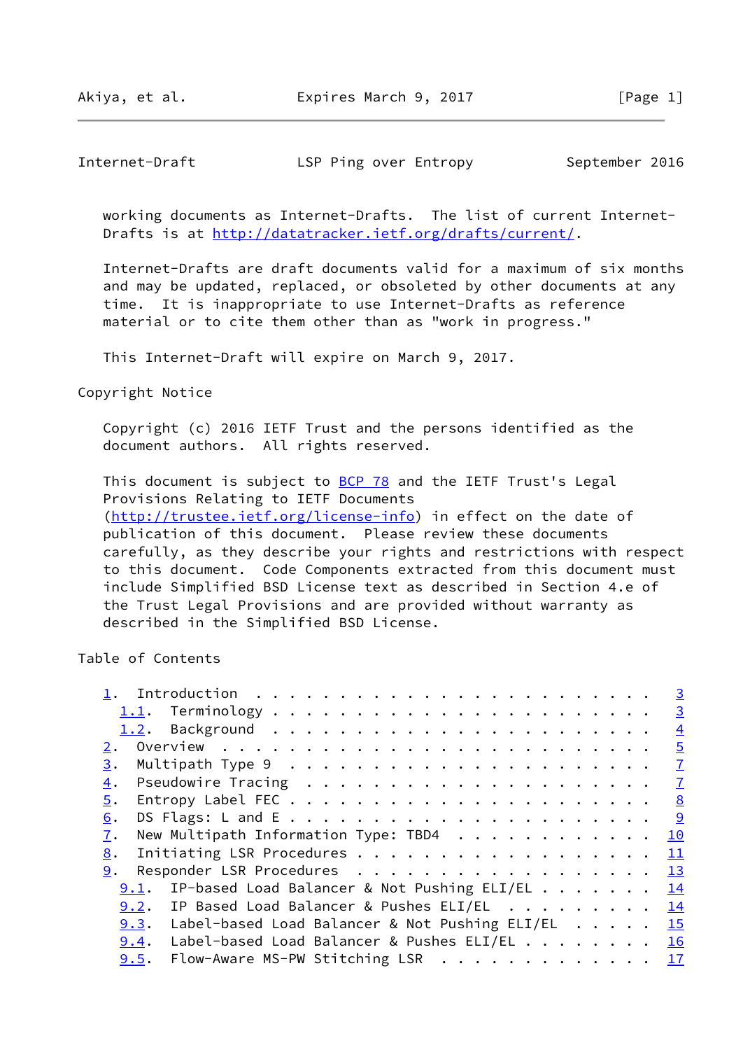working documents as Internet-Drafts. The list of current Internet-Drafts is at http://datatracker.ietf.org/drafts/current/.

Internet-Drafts are draft documents valid for a maximum of six months and may be updated, replaced, or obsoleted by other documents at any time. It is inappropriate to use Internet-Drafts as reference material or to cite them other than as "work in progress."

This Internet-Draft will expire on March 9, 2017.

Copyright Notice

Copyright (c) 2016 IETF Trust and the persons identified as the document authors. All rights reserved.

This document is subject to BCP 78 and the IETF Trust's Legal Provisions Relating to IETF Documents (http://trustee.ietf.org/license-info) in effect on the date of publication of this document. Please review these documents carefully, as they describe your rights and restrictions with respect to this document. Code Components extracted from this document must include Simplified BSD License text as described in Section 4.e of the Trust Legal Provisions and are provided without warranty as described in the Simplified BSD License.

Table of Contents

- 1. Introduction . . . . . . . . . . . . . . . . . . . . . . . . 3
  - 1.1. Terminology . . . . . . . . . . . . . . . . . . . . . . . 3
  - 1.2. Background . . . . . . . . . . . . . . . . . . . . . . . 4
- 2. Overview . . . . . . . . . . . . . . . . . . . . . . . . . . 5
- 3. Multipath Type 9 . . . . . . . . . . . . . . . . . . . . . . 7
- 4. Pseudowire Tracing . . . . . . . . . . . . . . . . . . . . . 7
- 5. Entropy Label FEC . . . . . . . . . . . . . . . . . . . . . . 8
- 6. DS Flags: L and E . . . . . . . . . . . . . . . . . . . . . . 9
- 7. New Multipath Information Type: TBD4 . . . . . . . . . . . . 10
- 8. Initiating LSR Procedures . . . . . . . . . . . . . . . . . . 11
- 9. Responder LSR Procedures . . . . . . . . . . . . . . . . . . 13
  - 9.1. IP-based Load Balancer & Not Pushing ELI/EL . . . . . . . 14
  - 9.2. IP Based Load Balancer & Pushes ELI/EL . . . . . . . . . 14
  - 9.3. Label-based Load Balancer & Not Pushing ELI/EL . . . . . 15
  - 9.4. Label-based Load Balancer & Pushes ELI/EL . . . . . . . . 16
  - 9.5. Flow-Aware MS-PW Stitching LSR . . . . . . . . . . . . . 17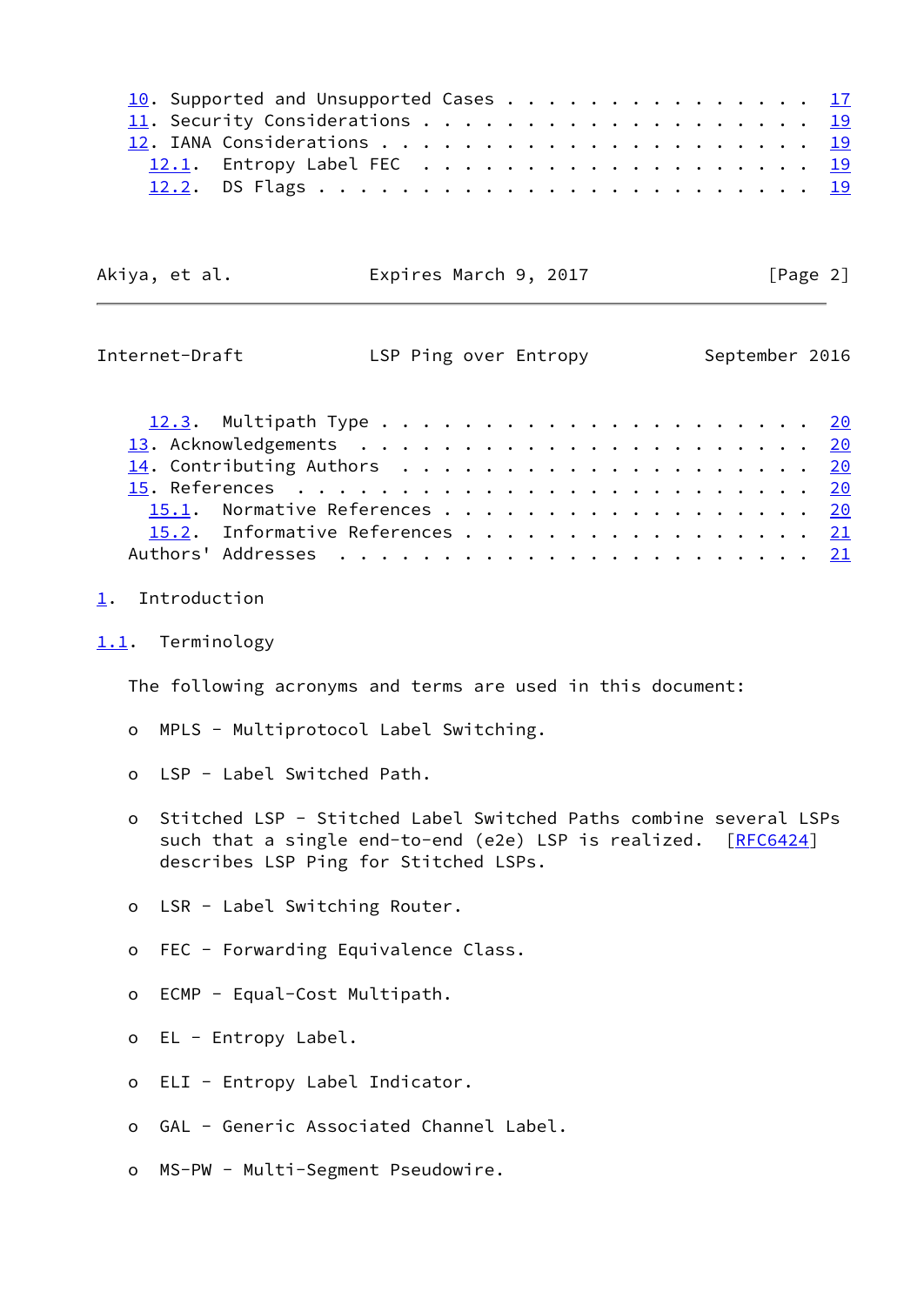10. Supported and Unsupported Cases . . . . . . . . . . . . . . . . 17
11. Security Considerations . . . . . . . . . . . . . . . . . . . . 19
12. IANA Considerations . . . . . . . . . . . . . . . . . . . . . . 19
   12.1. Entropy Label FEC . . . . . . . . . . . . . . . . . . . . . 19
   12.2. DS Flags . . . . . . . . . . . . . . . . . . . . . . . . . . 19
   12.3. Multipath Type . . . . . . . . . . . . . . . . . . . . . . . 20
13. Acknowledgements . . . . . . . . . . . . . . . . . . . . . . . . 20
14. Contributing Authors . . . . . . . . . . . . . . . . . . . . . . 20
15. References . . . . . . . . . . . . . . . . . . . . . . . . . . . 20
   15.1. Normative References . . . . . . . . . . . . . . . . . . . . 20
   15.2. Informative References . . . . . . . . . . . . . . . . . . . 21
Authors' Addresses . . . . . . . . . . . . . . . . . . . . . . . . . 21

# 1. Introduction

## 1.1. Terminology

The following acronyms and terms are used in this document:

- MPLS - Multiprotocol Label Switching.
- LSP - Label Switched Path.
- Stitched LSP - Stitched Label Switched Paths combine several LSPs such that a single end-to-end (e2e) LSP is realized. [RFC6424] describes LSP Ping for Stitched LSPs.
- LSR - Label Switching Router.
- FEC - Forwarding Equivalence Class.
- ECMP - Equal-Cost Multipath.
- EL - Entropy Label.
- ELI - Entropy Label Indicator.
- GAL - Generic Associated Channel Label.
- MS-PW - Multi-Segment Pseudowire.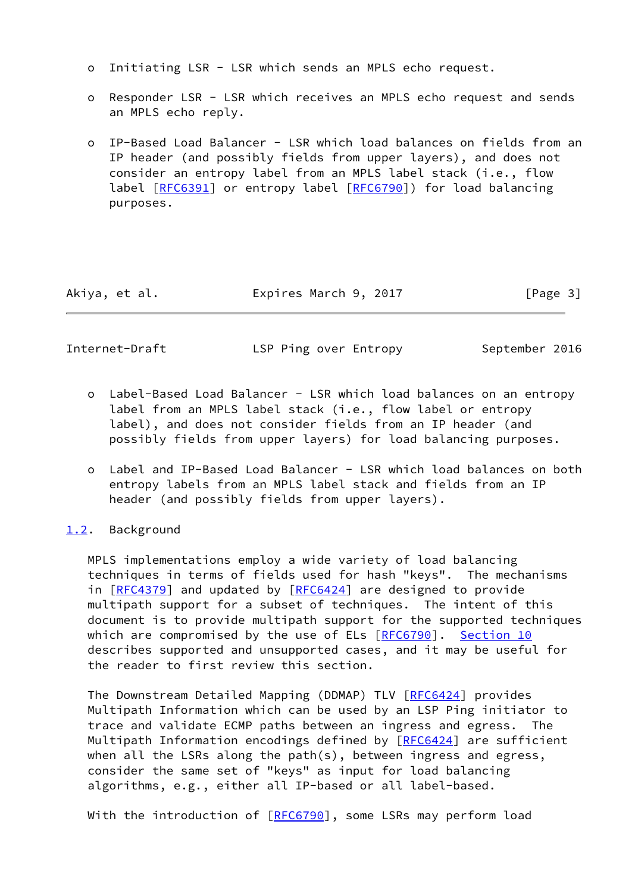- Initiating LSR - LSR which sends an MPLS echo request.

- Responder LSR - LSR which receives an MPLS echo request and sends an MPLS echo reply.

- IP-Based Load Balancer - LSR which load balances on fields from an IP header (and possibly fields from upper layers), and does not consider an entropy label from an MPLS label stack (i.e., flow label [RFC6391] or entropy label [RFC6790]) for load balancing purposes.

- Label-Based Load Balancer - LSR which load balances on an entropy label from an MPLS label stack (i.e., flow label or entropy label), and does not consider fields from an IP header (and possibly fields from upper layers) for load balancing purposes.

- Label and IP-Based Load Balancer - LSR which load balances on both entropy labels from an MPLS label stack and fields from an IP header (and possibly fields from upper layers).

### 1.2. Background

MPLS implementations employ a wide variety of load balancing techniques in terms of fields used for hash "keys". The mechanisms in [RFC4379] and updated by [RFC6424] are designed to provide multipath support for a subset of techniques. The intent of this document is to provide multipath support for the supported techniques which are compromised by the use of ELs [RFC6790]. Section 10 describes supported and unsupported cases, and it may be useful for the reader to first review this section.

The Downstream Detailed Mapping (DDMAP) TLV [RFC6424] provides Multipath Information which can be used by an LSP Ping initiator to trace and validate ECMP paths between an ingress and egress. The Multipath Information encodings defined by [RFC6424] are sufficient when all the LSRs along the path(s), between ingress and egress, consider the same set of "keys" as input for load balancing algorithms, e.g., either all IP-based or all label-based.

With the introduction of [RFC6790], some LSRs may perform load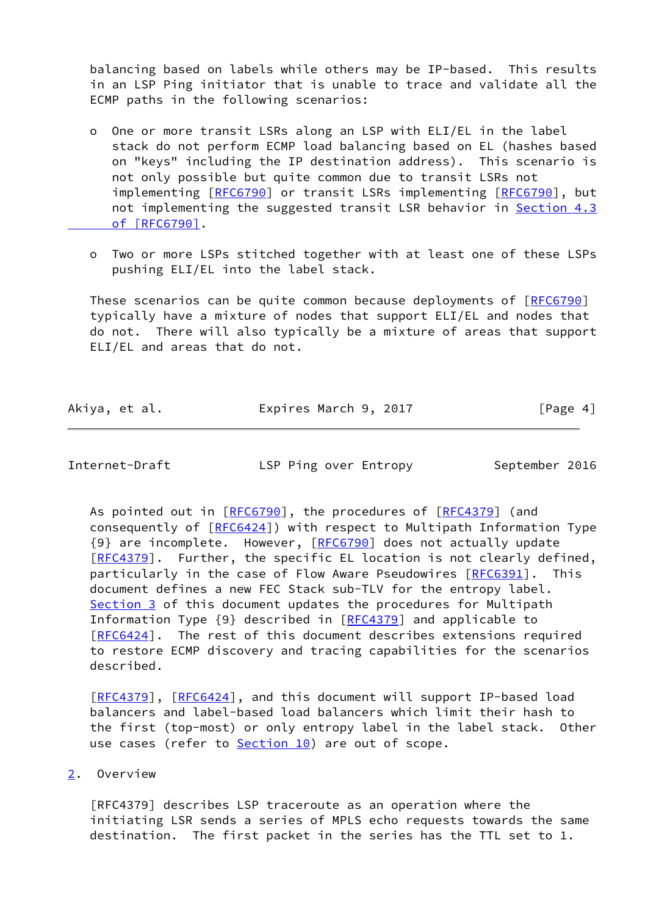balancing based on labels while others may be IP-based. This results in an LSP Ping initiator that is unable to trace and validate all the ECMP paths in the following scenarios:

- One or more transit LSRs along an LSP with ELI/EL in the label stack do not perform ECMP load balancing based on EL (hashes based on "keys" including the IP destination address). This scenario is not only possible but quite common due to transit LSRs not implementing [RFC6790] or transit LSRs implementing [RFC6790], but not implementing the suggested transit LSR behavior in Section 4.3 of [RFC6790].

- Two or more LSPs stitched together with at least one of these LSPs pushing ELI/EL into the label stack.

These scenarios can be quite common because deployments of [RFC6790] typically have a mixture of nodes that support ELI/EL and nodes that do not. There will also typically be a mixture of areas that support ELI/EL and areas that do not.

As pointed out in [RFC6790], the procedures of [RFC4379] (and consequently of [RFC6424]) with respect to Multipath Information Type {9} are incomplete. However, [RFC6790] does not actually update [RFC4379]. Further, the specific EL location is not clearly defined, particularly in the case of Flow Aware Pseudowires [RFC6391]. This document defines a new FEC Stack sub-TLV for the entropy label. Section 3 of this document updates the procedures for Multipath Information Type {9} described in [RFC4379] and applicable to [RFC6424]. The rest of this document describes extensions required to restore ECMP discovery and tracing capabilities for the scenarios described.

[RFC4379], [RFC6424], and this document will support IP-based load balancers and label-based load balancers which limit their hash to the first (top-most) or only entropy label in the label stack. Other use cases (refer to Section 10) are out of scope.

## 2. Overview

[RFC4379] describes LSP traceroute as an operation where the initiating LSR sends a series of MPLS echo requests towards the same destination. The first packet in the series has the TTL set to 1.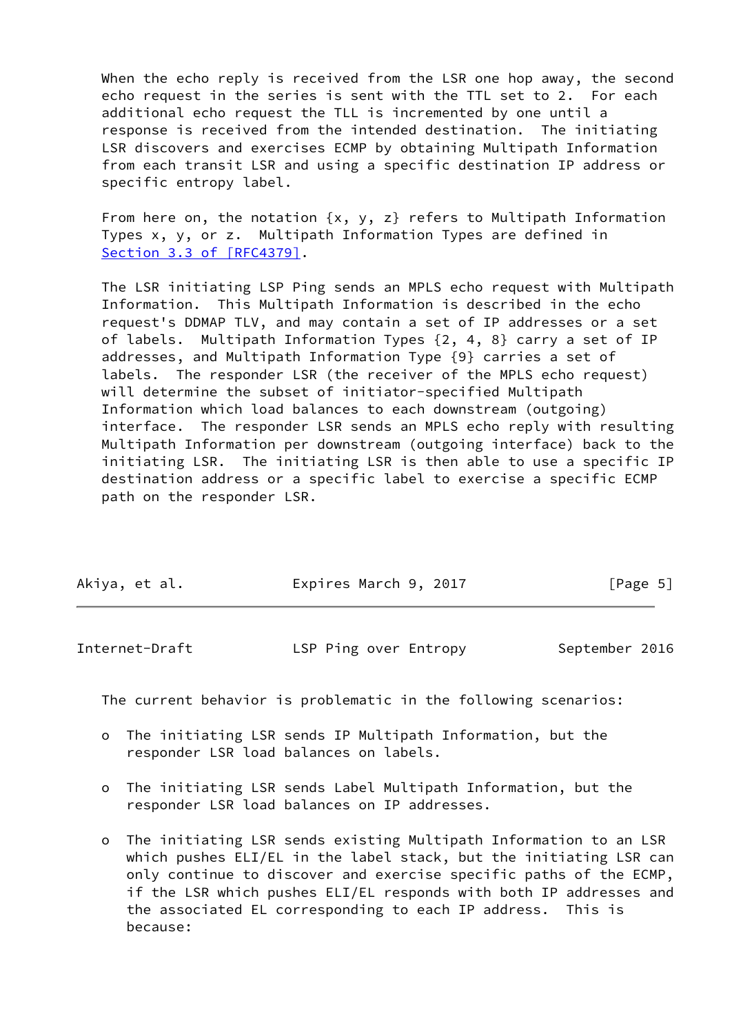When the echo reply is received from the LSR one hop away, the second echo request in the series is sent with the TTL set to 2. For each additional echo request the TLL is incremented by one until a response is received from the intended destination. The initiating LSR discovers and exercises ECMP by obtaining Multipath Information from each transit LSR and using a specific destination IP address or specific entropy label.

From here on, the notation {x, y, z} refers to Multipath Information Types x, y, or z. Multipath Information Types are defined in Section 3.3 of [RFC4379].

The LSR initiating LSP Ping sends an MPLS echo request with Multipath Information. This Multipath Information is described in the echo request's DDMAP TLV, and may contain a set of IP addresses or a set of labels. Multipath Information Types {2, 4, 8} carry a set of IP addresses, and Multipath Information Type {9} carries a set of labels. The responder LSR (the receiver of the MPLS echo request) will determine the subset of initiator-specified Multipath Information which load balances to each downstream (outgoing) interface. The responder LSR sends an MPLS echo reply with resulting Multipath Information per downstream (outgoing interface) back to the initiating LSR. The initiating LSR is then able to use a specific IP destination address or a specific label to exercise a specific ECMP path on the responder LSR.

The current behavior is problematic in the following scenarios:

- The initiating LSR sends IP Multipath Information, but the responder LSR load balances on labels.

- The initiating LSR sends Label Multipath Information, but the responder LSR load balances on IP addresses.

- The initiating LSR sends existing Multipath Information to an LSR which pushes ELI/EL in the label stack, but the initiating LSR can only continue to discover and exercise specific paths of the ECMP, if the LSR which pushes ELI/EL responds with both IP addresses and the associated EL corresponding to each IP address. This is because: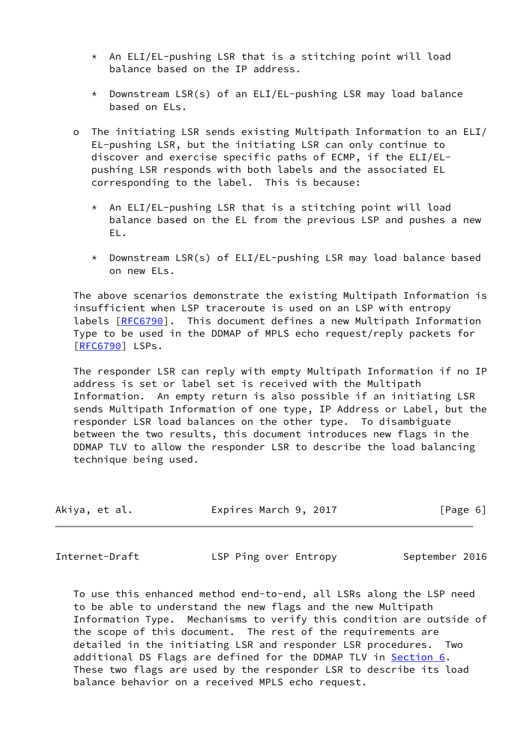* An ELI/EL-pushing LSR that is a stitching point will load balance based on the IP address.

      * Downstream LSR(s) of an ELI/EL-pushing LSR may load balance based on ELs.

   o The initiating LSR sends existing Multipath Information to an ELI/EL-pushing LSR, but the initiating LSR can only continue to discover and exercise specific paths of ECMP, if the ELI/EL-pushing LSR responds with both labels and the associated EL corresponding to the label. This is because:

      * An ELI/EL-pushing LSR that is a stitching point will load balance based on the EL from the previous LSP and pushes a new EL.

      * Downstream LSR(s) of ELI/EL-pushing LSR may load balance based on new ELs.

The above scenarios demonstrate the existing Multipath Information is insufficient when LSP traceroute is used on an LSP with entropy labels [RFC6790]. This document defines a new Multipath Information Type to be used in the DDMAP of MPLS echo request/reply packets for [RFC6790] LSPs.

The responder LSR can reply with empty Multipath Information if no IP address is set or label set is received with the Multipath Information. An empty return is also possible if an initiating LSR sends Multipath Information of one type, IP Address or Label, but the responder LSR load balances on the other type. To disambiguate between the two results, this document introduces new flags in the DDMAP TLV to allow the responder LSR to describe the load balancing technique being used.

To use this enhanced method end-to-end, all LSRs along the LSP need to be able to understand the new flags and the new Multipath Information Type. Mechanisms to verify this condition are outside of the scope of this document. The rest of the requirements are detailed in the initiating LSR and responder LSR procedures. Two additional DS Flags are defined for the DDMAP TLV in Section 6. These two flags are used by the responder LSR to describe its load balance behavior on a received MPLS echo request.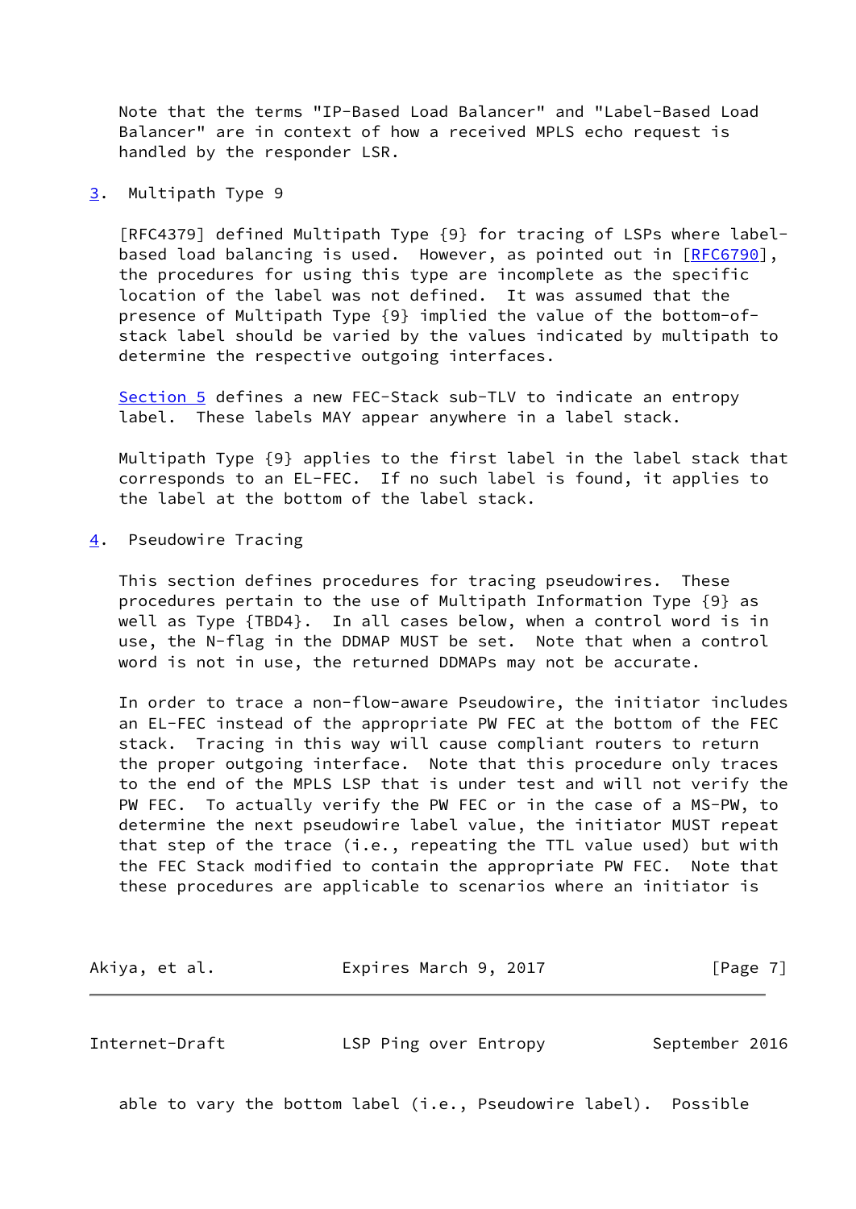Note that the terms "IP-Based Load Balancer" and "Label-Based Load Balancer" are in context of how a received MPLS echo request is handled by the responder LSR.

## 3. Multipath Type 9

[RFC4379] defined Multipath Type {9} for tracing of LSPs where label-based load balancing is used. However, as pointed out in [RFC6790], the procedures for using this type are incomplete as the specific location of the label was not defined. It was assumed that the presence of Multipath Type {9} implied the value of the bottom-of-stack label should be varied by the values indicated by multipath to determine the respective outgoing interfaces.

Section 5 defines a new FEC-Stack sub-TLV to indicate an entropy label. These labels MAY appear anywhere in a label stack.

Multipath Type {9} applies to the first label in the label stack that corresponds to an EL-FEC. If no such label is found, it applies to the label at the bottom of the label stack.

## 4. Pseudowire Tracing

This section defines procedures for tracing pseudowires. These procedures pertain to the use of Multipath Information Type {9} as well as Type {TBD4}. In all cases below, when a control word is in use, the N-flag in the DDMAP MUST be set. Note that when a control word is not in use, the returned DDMAPs may not be accurate.

In order to trace a non-flow-aware Pseudowire, the initiator includes an EL-FEC instead of the appropriate PW FEC at the bottom of the FEC stack. Tracing in this way will cause compliant routers to return the proper outgoing interface. Note that this procedure only traces to the end of the MPLS LSP that is under test and will not verify the PW FEC. To actually verify the PW FEC or in the case of a MS-PW, to determine the next pseudowire label value, the initiator MUST repeat that step of the trace (i.e., repeating the TTL value used) but with the FEC Stack modified to contain the appropriate PW FEC. Note that these procedures are applicable to scenarios where an initiator is able to vary the bottom label (i.e., Pseudowire label). Possible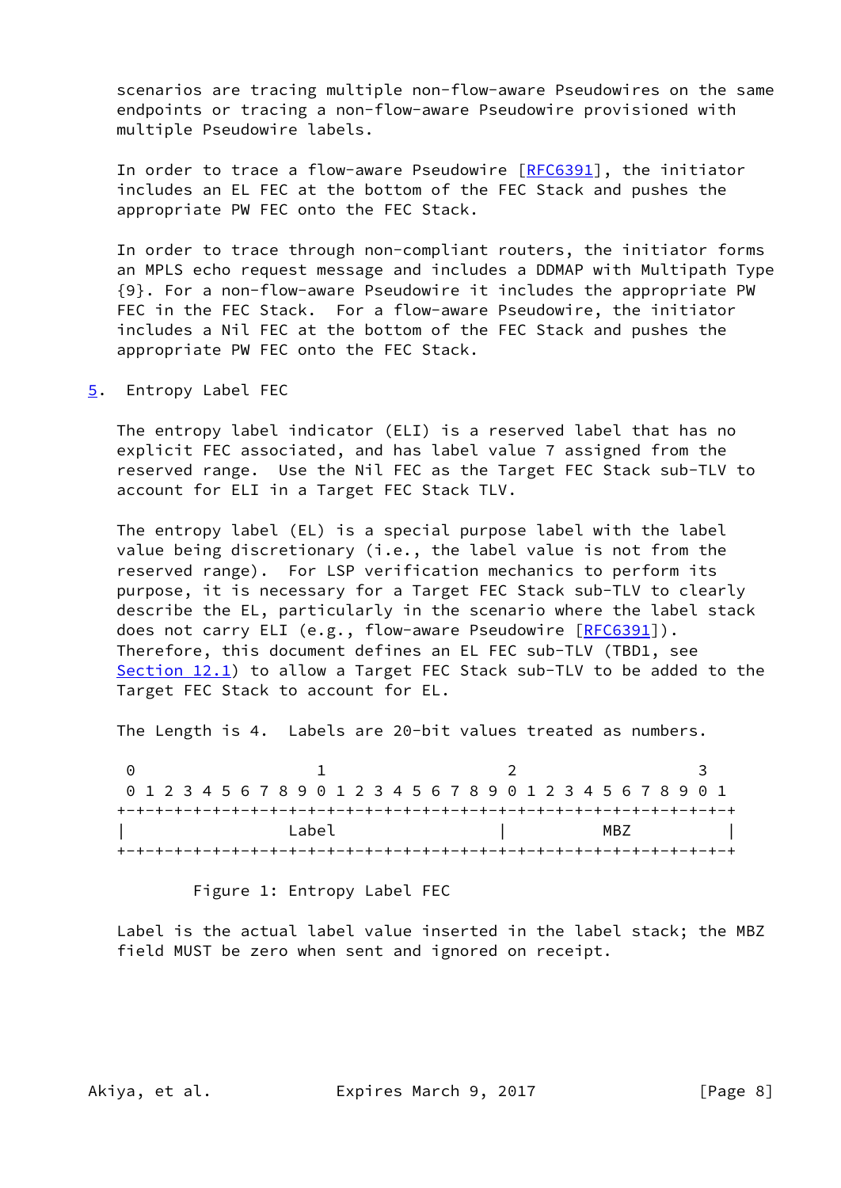scenarios are tracing multiple non-flow-aware Pseudowires on the same endpoints or tracing a non-flow-aware Pseudowire provisioned with multiple Pseudowire labels.

In order to trace a flow-aware Pseudowire [RFC6391], the initiator includes an EL FEC at the bottom of the FEC Stack and pushes the appropriate PW FEC onto the FEC Stack.

In order to trace through non-compliant routers, the initiator forms an MPLS echo request message and includes a DDMAP with Multipath Type {9}. For a non-flow-aware Pseudowire it includes the appropriate PW FEC in the FEC Stack. For a flow-aware Pseudowire, the initiator includes a Nil FEC at the bottom of the FEC Stack and pushes the appropriate PW FEC onto the FEC Stack.

## 5. Entropy Label FEC

The entropy label indicator (ELI) is a reserved label that has no explicit FEC associated, and has label value 7 assigned from the reserved range. Use the Nil FEC as the Target FEC Stack sub-TLV to account for ELI in a Target FEC Stack TLV.

The entropy label (EL) is a special purpose label with the label value being discretionary (i.e., the label value is not from the reserved range). For LSP verification mechanics to perform its purpose, it is necessary for a Target FEC Stack sub-TLV to clearly describe the EL, particularly in the scenario where the label stack does not carry ELI (e.g., flow-aware Pseudowire [RFC6391]). Therefore, this document defines an EL FEC sub-TLV (TBD1, see Section 12.1) to allow a Target FEC Stack sub-TLV to be added to the Target FEC Stack to account for EL.

The Length is 4. Labels are 20-bit values treated as numbers.

```
 0                   1                   2                   3
 0 1 2 3 4 5 6 7 8 9 0 1 2 3 4 5 6 7 8 9 0 1 2 3 4 5 6 7 8 9 0 1
+-+-+-+-+-+-+-+-+-+-+-+-+-+-+-+-+-+-+-+-+-+-+-+-+-+-+-+-+-+-+-+-+
|                 Label                 |          MBZ          |
+-+-+-+-+-+-+-+-+-+-+-+-+-+-+-+-+-+-+-+-+-+-+-+-+-+-+-+-+-+-+-+-+
```

Figure 1: Entropy Label FEC

Label is the actual label value inserted in the label stack; the MBZ field MUST be zero when sent and ignored on receipt.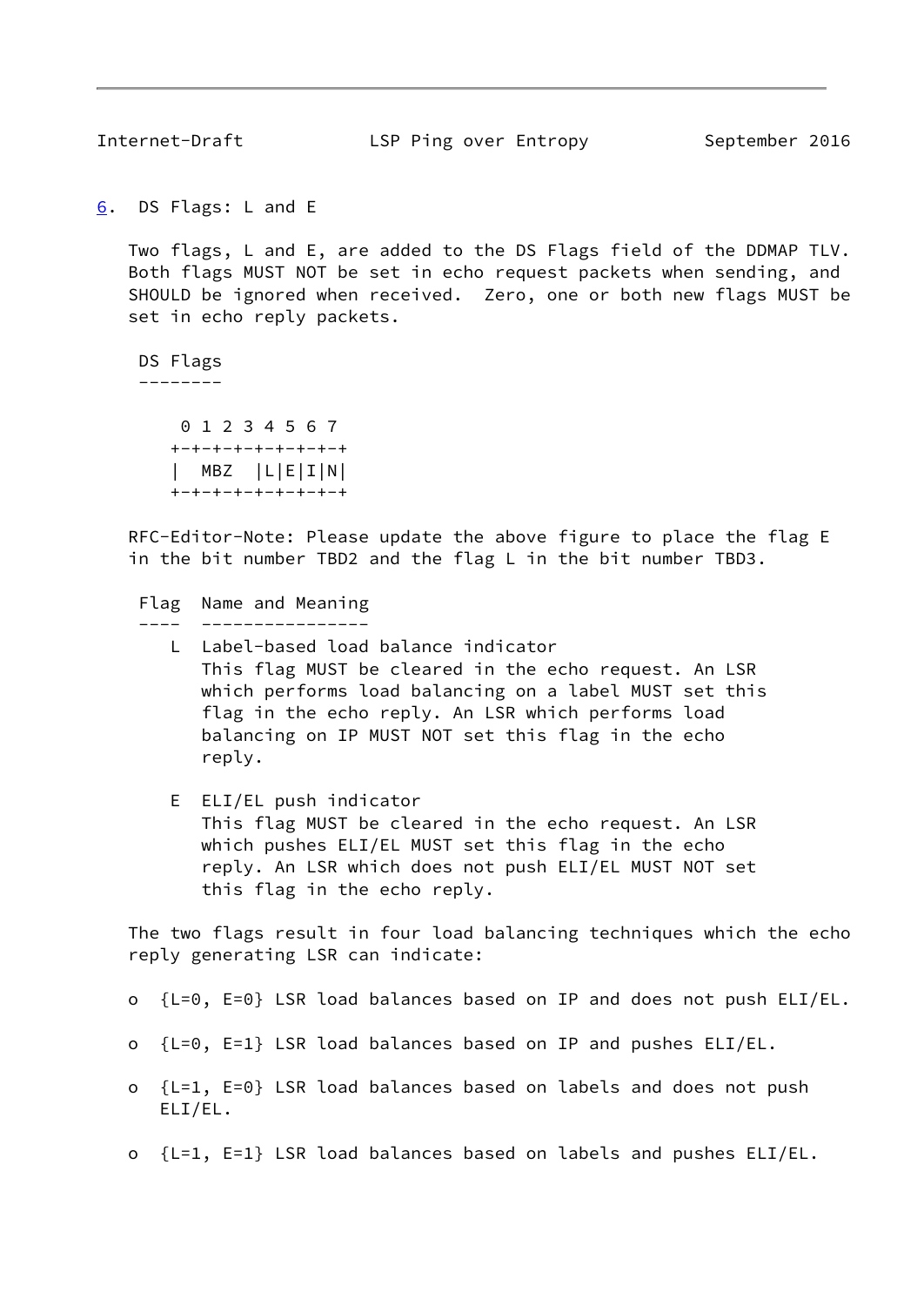## 6. DS Flags: L and E

Two flags, L and E, are added to the DS Flags field of the DDMAP TLV. Both flags MUST NOT be set in echo request packets when sending, and SHOULD be ignored when received. Zero, one or both new flags MUST be set in echo reply packets.

```
 DS Flags
 --------

     0 1 2 3 4 5 6 7
    +-+-+-+-+-+-+-+-+
    |  MBZ  |L|E|I|N|
    +-+-+-+-+-+-+-+-+
```

RFC-Editor-Note: Please update the above figure to place the flag E in the bit number TBD2 and the flag L in the bit number TBD3.

```
 Flag  Name and Meaning
 ----  ----------------
    L  Label-based load balance indicator
       This flag MUST be cleared in the echo request. An LSR
       which performs load balancing on a label MUST set this
       flag in the echo reply. An LSR which performs load
       balancing on IP MUST NOT set this flag in the echo
       reply.

    E  ELI/EL push indicator
       This flag MUST be cleared in the echo request. An LSR
       which pushes ELI/EL MUST set this flag in the echo
       reply. An LSR which does not push ELI/EL MUST NOT set
       this flag in the echo reply.
```

The two flags result in four load balancing techniques which the echo reply generating LSR can indicate:

- {L=0, E=0} LSR load balances based on IP and does not push ELI/EL.
- {L=0, E=1} LSR load balances based on IP and pushes ELI/EL.
- {L=1, E=0} LSR load balances based on labels and does not push ELI/EL.
- {L=1, E=1} LSR load balances based on labels and pushes ELI/EL.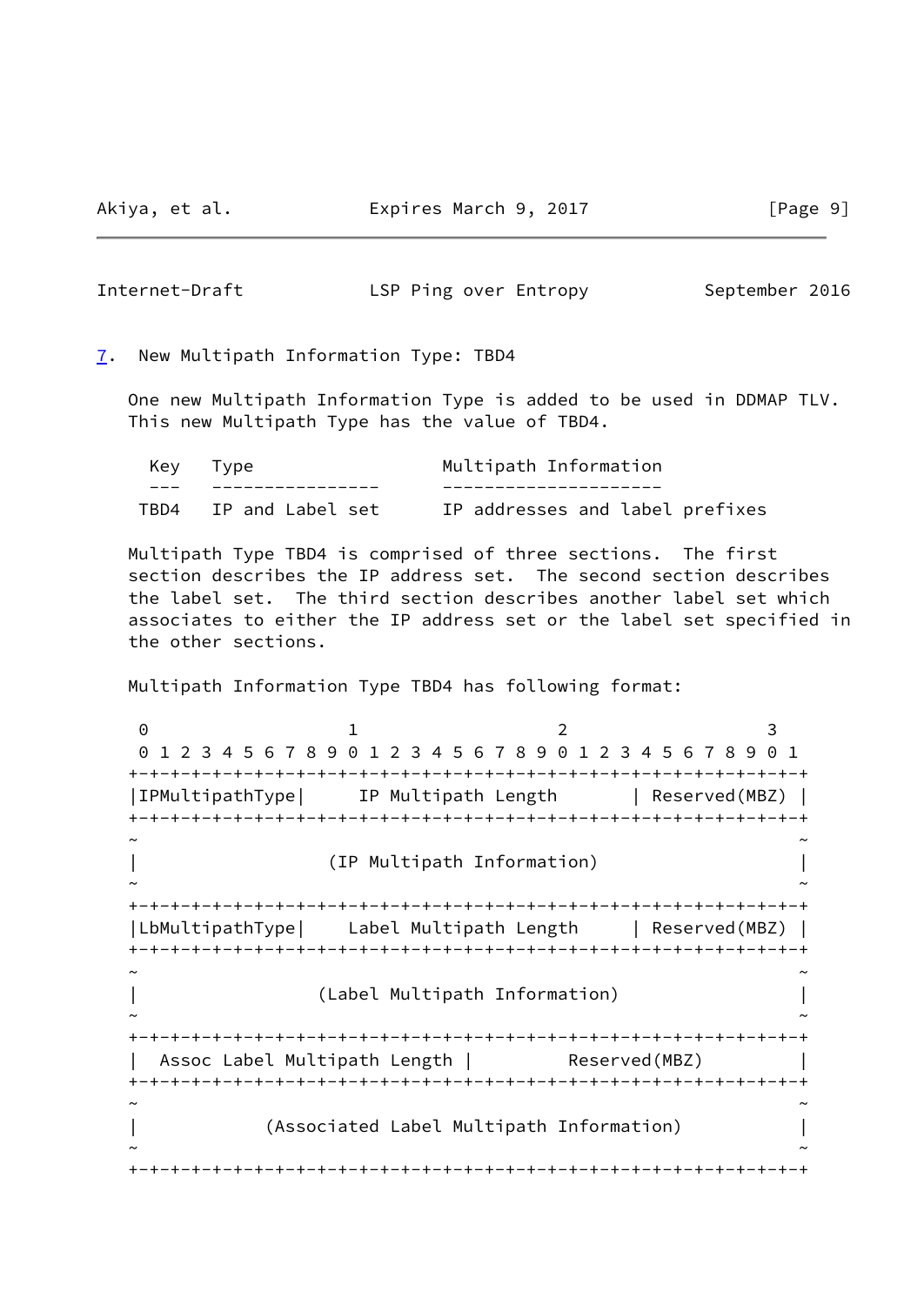## 7. New Multipath Information Type: TBD4

One new Multipath Information Type is added to be used in DDMAP TLV. This new Multipath Type has the value of TBD4.

| Key | Type | Multipath Information |
| --- | --- | --- |
| TBD4 | IP and Label set | IP addresses and label prefixes |

Multipath Type TBD4 is comprised of three sections. The first section describes the IP address set. The second section describes the label set. The third section describes another label set which associates to either the IP address set or the label set specified in the other sections.

Multipath Information Type TBD4 has following format:

```
 0                   1                   2                   3
 0 1 2 3 4 5 6 7 8 9 0 1 2 3 4 5 6 7 8 9 0 1 2 3 4 5 6 7 8 9 0 1
+-+-+-+-+-+-+-+-+-+-+-+-+-+-+-+-+-+-+-+-+-+-+-+-+-+-+-+-+-+-+-+-+
|IPMultipathType|     IP Multipath Length       | Reserved(MBZ) |
+-+-+-+-+-+-+-+-+-+-+-+-+-+-+-+-+-+-+-+-+-+-+-+-+-+-+-+-+-+-+-+-+
~                                                               ~
|                  (IP Multipath Information)                   |
~                                                               ~
+-+-+-+-+-+-+-+-+-+-+-+-+-+-+-+-+-+-+-+-+-+-+-+-+-+-+-+-+-+-+-+-+
|LbMultipathType|    Label Multipath Length     | Reserved(MBZ) |
+-+-+-+-+-+-+-+-+-+-+-+-+-+-+-+-+-+-+-+-+-+-+-+-+-+-+-+-+-+-+-+-+
~                                                               ~
|                 (Label Multipath Information)                 |
~                                                               ~
+-+-+-+-+-+-+-+-+-+-+-+-+-+-+-+-+-+-+-+-+-+-+-+-+-+-+-+-+-+-+-+-+
|  Assoc Label Multipath Length |         Reserved(MBZ)         |
+-+-+-+-+-+-+-+-+-+-+-+-+-+-+-+-+-+-+-+-+-+-+-+-+-+-+-+-+-+-+-+-+
~                                                               ~
|            (Associated Label Multipath Information)           |
~                                                               ~
+-+-+-+-+-+-+-+-+-+-+-+-+-+-+-+-+-+-+-+-+-+-+-+-+-+-+-+-+-+-+-+-+
```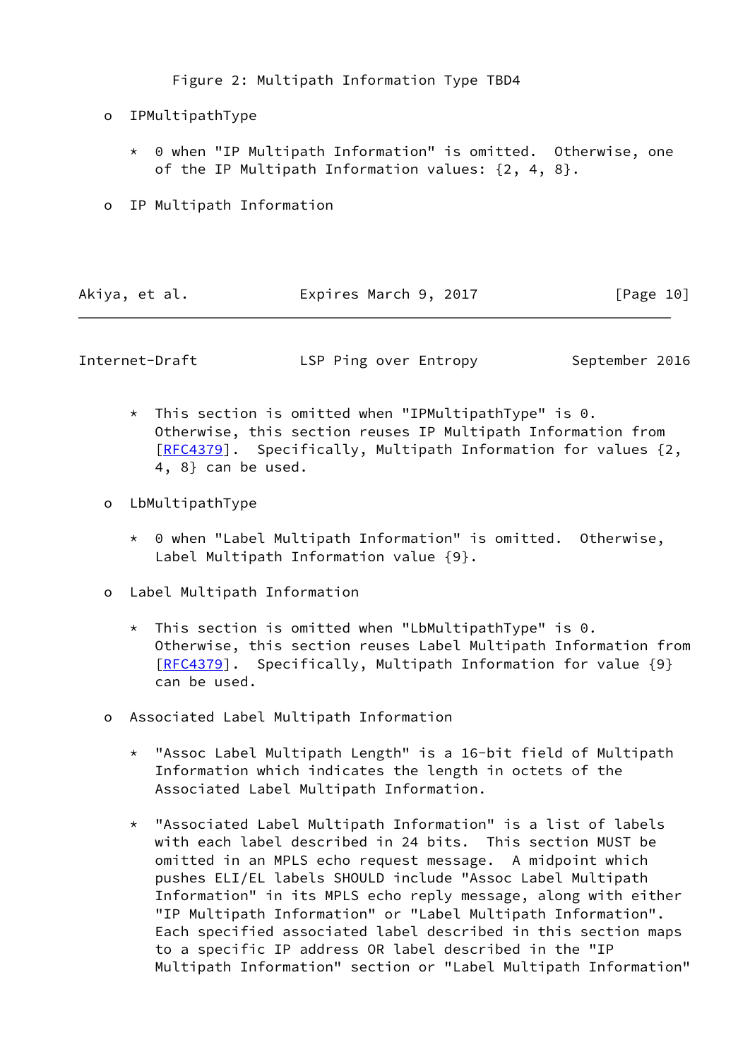Figure 2: Multipath Information Type TBD4

- IPMultipathType
  - 0 when "IP Multipath Information" is omitted. Otherwise, one of the IP Multipath Information values: {2, 4, 8}.
- IP Multipath Information
  - This section is omitted when "IPMultipathType" is 0. Otherwise, this section reuses IP Multipath Information from [RFC4379]. Specifically, Multipath Information for values {2, 4, 8} can be used.
- LbMultipathType
  - 0 when "Label Multipath Information" is omitted. Otherwise, Label Multipath Information value {9}.
- Label Multipath Information
  - This section is omitted when "LbMultipathType" is 0. Otherwise, this section reuses Label Multipath Information from [RFC4379]. Specifically, Multipath Information for value {9} can be used.
- Associated Label Multipath Information
  - "Assoc Label Multipath Length" is a 16-bit field of Multipath Information which indicates the length in octets of the Associated Label Multipath Information.
  - "Associated Label Multipath Information" is a list of labels with each label described in 24 bits. This section MUST be omitted in an MPLS echo request message. A midpoint which pushes ELI/EL labels SHOULD include "Assoc Label Multipath Information" in its MPLS echo reply message, along with either "IP Multipath Information" or "Label Multipath Information". Each specified associated label described in this section maps to a specific IP address OR label described in the "IP Multipath Information" section or "Label Multipath Information"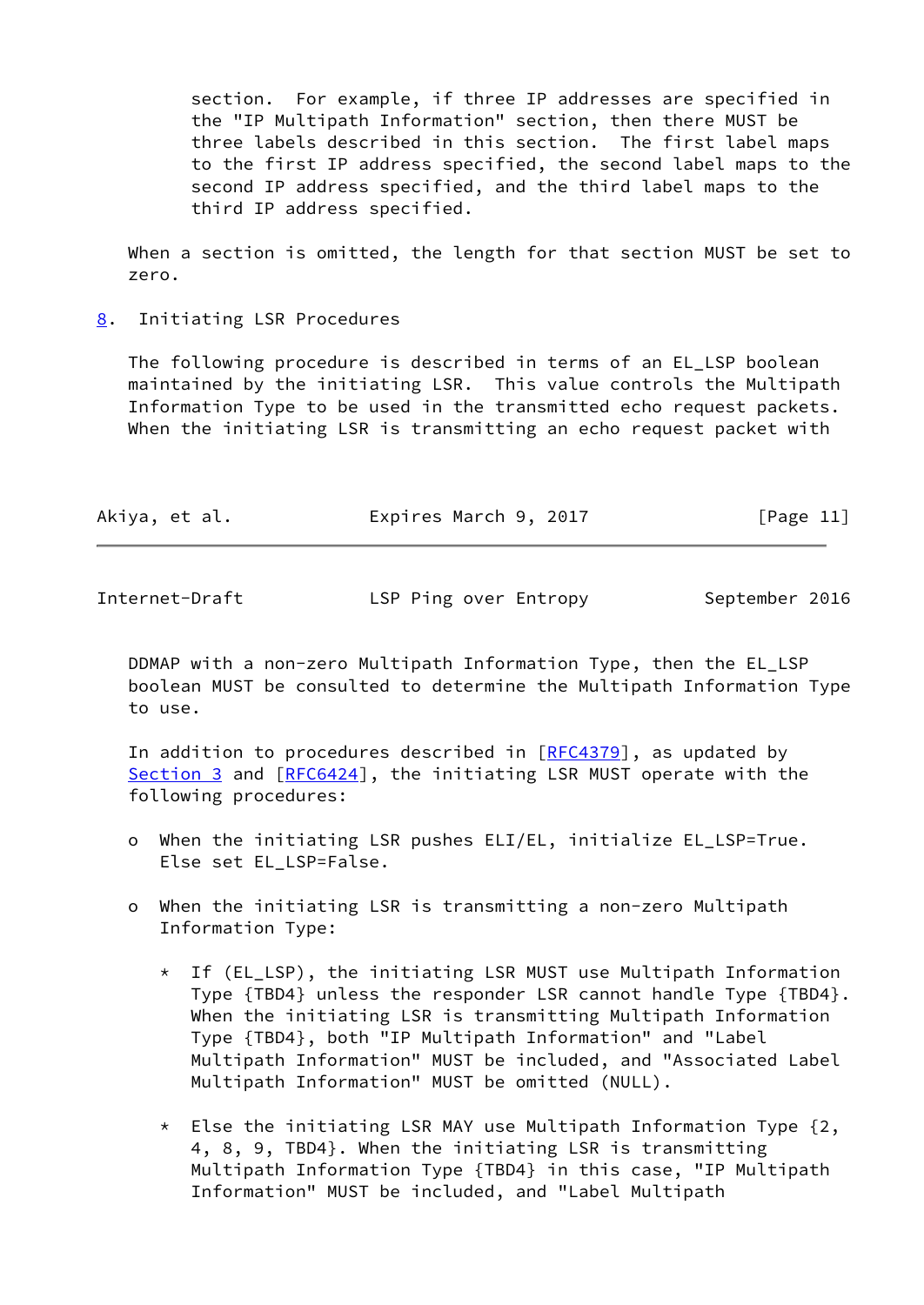section. For example, if three IP addresses are specified in the "IP Multipath Information" section, then there MUST be three labels described in this section. The first label maps to the first IP address specified, the second label maps to the second IP address specified, and the third label maps to the third IP address specified.

When a section is omitted, the length for that section MUST be set to zero.

## 8. Initiating LSR Procedures

The following procedure is described in terms of an EL_LSP boolean maintained by the initiating LSR. This value controls the Multipath Information Type to be used in the transmitted echo request packets. When the initiating LSR is transmitting an echo request packet with DDMAP with a non-zero Multipath Information Type, then the EL_LSP boolean MUST be consulted to determine the Multipath Information Type to use.

In addition to procedures described in [RFC4379], as updated by Section 3 and [RFC6424], the initiating LSR MUST operate with the following procedures:

- When the initiating LSR pushes ELI/EL, initialize EL_LSP=True. Else set EL_LSP=False.

- When the initiating LSR is transmitting a non-zero Multipath Information Type:

  * If (EL_LSP), the initiating LSR MUST use Multipath Information Type {TBD4} unless the responder LSR cannot handle Type {TBD4}. When the initiating LSR is transmitting Multipath Information Type {TBD4}, both "IP Multipath Information" and "Label Multipath Information" MUST be included, and "Associated Label Multipath Information" MUST be omitted (NULL).

  * Else the initiating LSR MAY use Multipath Information Type {2, 4, 8, 9, TBD4}. When the initiating LSR is transmitting Multipath Information Type {TBD4} in this case, "IP Multipath Information" MUST be included, and "Label Multipath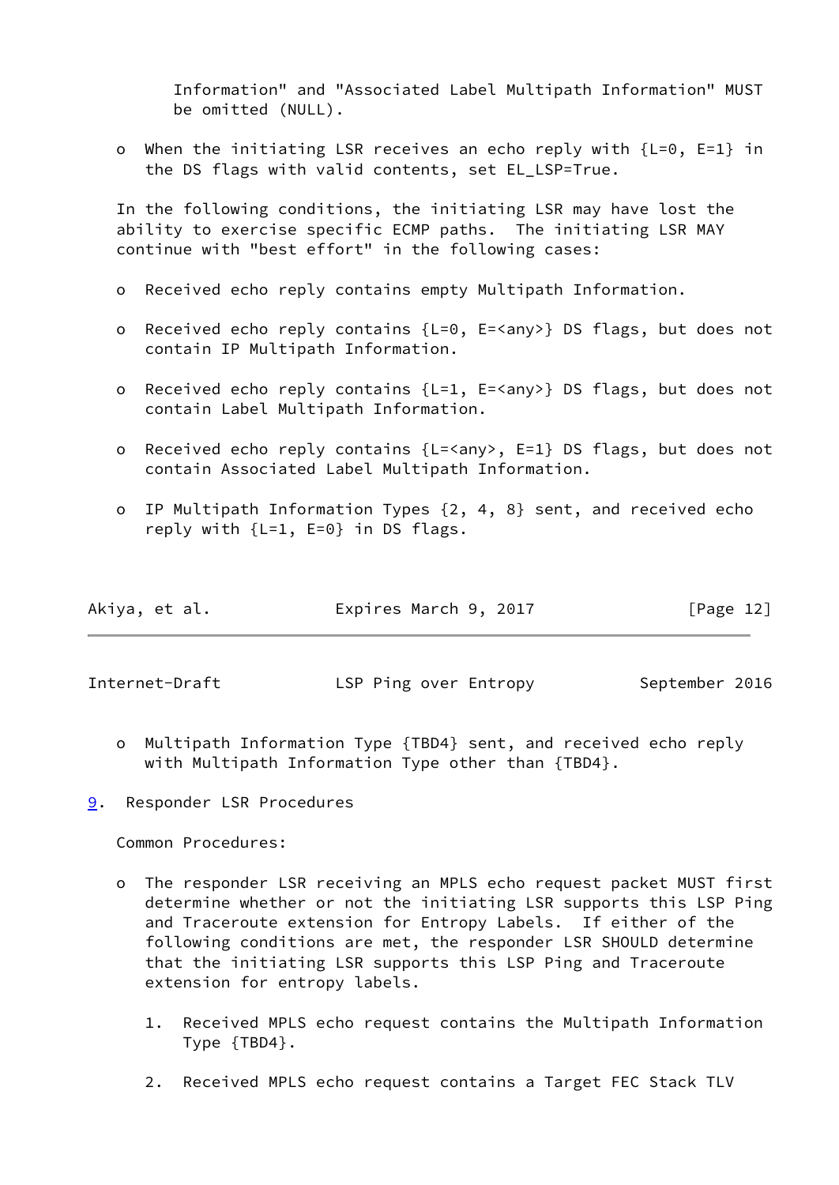Information" and "Associated Label Multipath Information" MUST be omitted (NULL).

- When the initiating LSR receives an echo reply with {L=0, E=1} in the DS flags with valid contents, set EL_LSP=True.

In the following conditions, the initiating LSR may have lost the ability to exercise specific ECMP paths. The initiating LSR MAY continue with "best effort" in the following cases:

- Received echo reply contains empty Multipath Information.
- Received echo reply contains {L=0, E=<any>} DS flags, but does not contain IP Multipath Information.
- Received echo reply contains {L=1, E=<any>} DS flags, but does not contain Label Multipath Information.
- Received echo reply contains {L=<any>, E=1} DS flags, but does not contain Associated Label Multipath Information.
- IP Multipath Information Types {2, 4, 8} sent, and received echo reply with {L=1, E=0} in DS flags.
- Multipath Information Type {TBD4} sent, and received echo reply with Multipath Information Type other than {TBD4}.

## 9. Responder LSR Procedures

Common Procedures:

- The responder LSR receiving an MPLS echo request packet MUST first determine whether or not the initiating LSR supports this LSP Ping and Traceroute extension for Entropy Labels. If either of the following conditions are met, the responder LSR SHOULD determine that the initiating LSR supports this LSP Ping and Traceroute extension for entropy labels.

  1. Received MPLS echo request contains the Multipath Information Type {TBD4}.

  2. Received MPLS echo request contains a Target FEC Stack TLV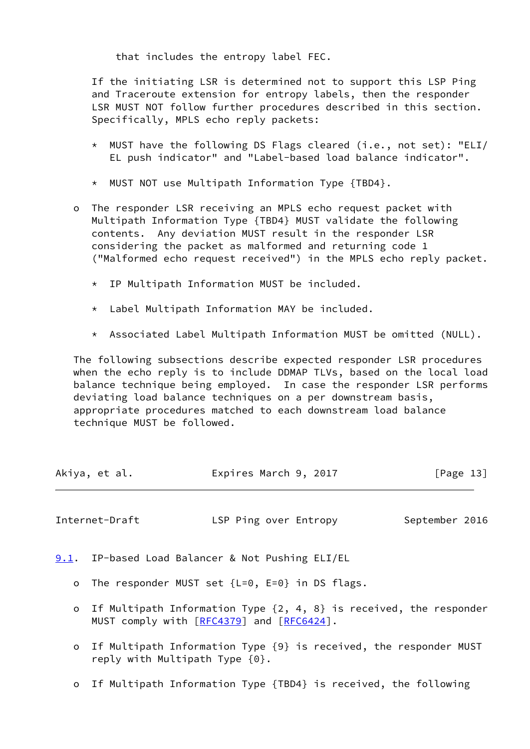that includes the entropy label FEC.

If the initiating LSR is determined not to support this LSP Ping and Traceroute extension for entropy labels, then the responder LSR MUST NOT follow further procedures described in this section. Specifically, MPLS echo reply packets:

* MUST have the following DS Flags cleared (i.e., not set): "ELI/EL push indicator" and "Label-based load balance indicator".

* MUST NOT use Multipath Information Type {TBD4}.

- The responder LSR receiving an MPLS echo request packet with Multipath Information Type {TBD4} MUST validate the following contents. Any deviation MUST result in the responder LSR considering the packet as malformed and returning code 1 ("Malformed echo request received") in the MPLS echo reply packet.

  * IP Multipath Information MUST be included.

  * Label Multipath Information MAY be included.

  * Associated Label Multipath Information MUST be omitted (NULL).

The following subsections describe expected responder LSR procedures when the echo reply is to include DDMAP TLVs, based on the local load balance technique being employed. In case the responder LSR performs deviating load balance techniques on a per downstream basis, appropriate procedures matched to each downstream load balance technique MUST be followed.

## 9.1. IP-based Load Balancer & Not Pushing ELI/EL

- The responder MUST set {L=0, E=0} in DS flags.

- If Multipath Information Type {2, 4, 8} is received, the responder MUST comply with [RFC4379] and [RFC6424].

- If Multipath Information Type {9} is received, the responder MUST reply with Multipath Type {0}.

- If Multipath Information Type {TBD4} is received, the following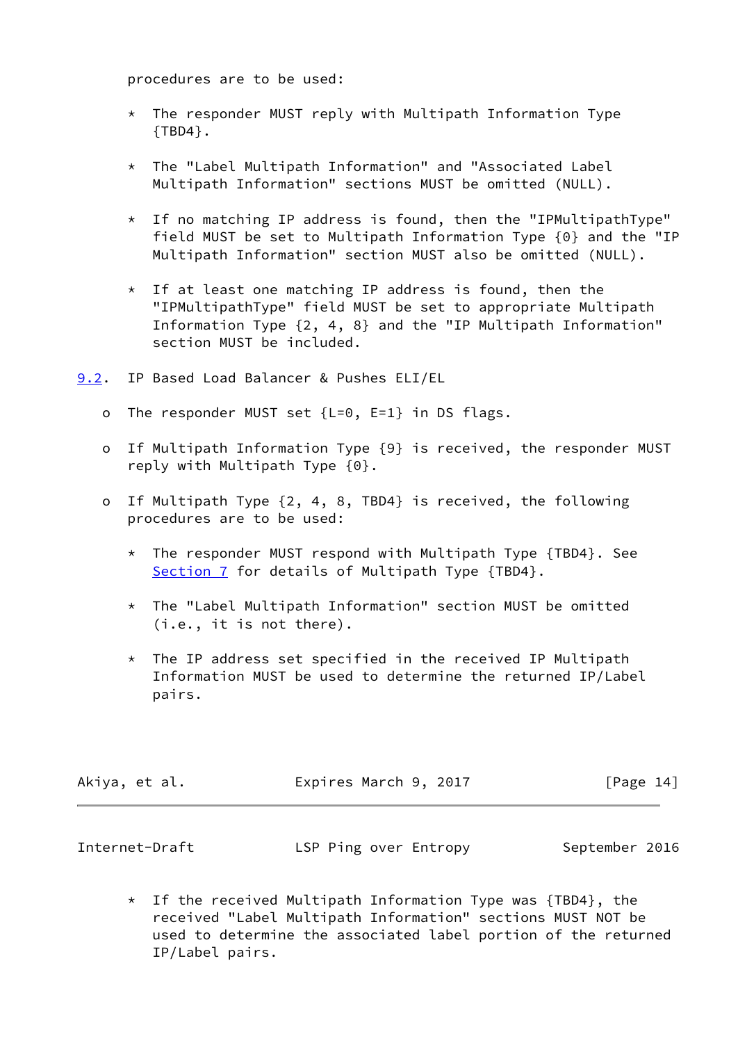procedures are to be used:

* The responder MUST reply with Multipath Information Type {TBD4}.

* The "Label Multipath Information" and "Associated Label Multipath Information" sections MUST be omitted (NULL).

* If no matching IP address is found, then the "IPMultipathType" field MUST be set to Multipath Information Type {0} and the "IP Multipath Information" section MUST also be omitted (NULL).

* If at least one matching IP address is found, then the "IPMultipathType" field MUST be set to appropriate Multipath Information Type {2, 4, 8} and the "IP Multipath Information" section MUST be included.

### 9.2. IP Based Load Balancer & Pushes ELI/EL

- The responder MUST set {L=0, E=1} in DS flags.

- If Multipath Information Type {9} is received, the responder MUST reply with Multipath Type {0}.

- If Multipath Type {2, 4, 8, TBD4} is received, the following procedures are to be used:

  * The responder MUST respond with Multipath Type {TBD4}. See Section 7 for details of Multipath Type {TBD4}.

  * The "Label Multipath Information" section MUST be omitted (i.e., it is not there).

  * The IP address set specified in the received IP Multipath Information MUST be used to determine the returned IP/Label pairs.

  * If the received Multipath Information Type was {TBD4}, the received "Label Multipath Information" sections MUST NOT be used to determine the associated label portion of the returned IP/Label pairs.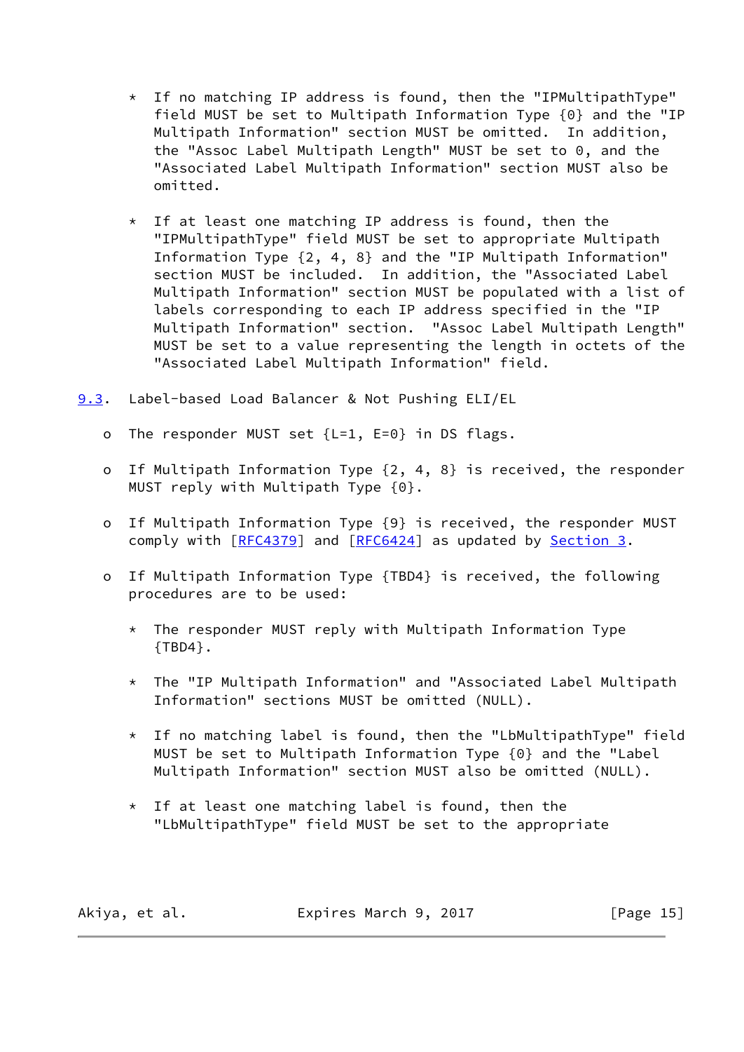* If no matching IP address is found, then the "IPMultipathType" field MUST be set to Multipath Information Type {0} and the "IP Multipath Information" section MUST be omitted. In addition, the "Assoc Label Multipath Length" MUST be set to 0, and the "Associated Label Multipath Information" section MUST also be omitted.

   * If at least one matching IP address is found, then the "IPMultipathType" field MUST be set to appropriate Multipath Information Type {2, 4, 8} and the "IP Multipath Information" section MUST be included. In addition, the "Associated Label Multipath Information" section MUST be populated with a list of labels corresponding to each IP address specified in the "IP Multipath Information" section. "Assoc Label Multipath Length" MUST be set to a value representing the length in octets of the "Associated Label Multipath Information" field.

## 9.3. Label-based Load Balancer & Not Pushing ELI/EL

- The responder MUST set {L=1, E=0} in DS flags.

- If Multipath Information Type {2, 4, 8} is received, the responder MUST reply with Multipath Type {0}.

- If Multipath Information Type {9} is received, the responder MUST comply with [RFC4379] and [RFC6424] as updated by Section 3.

- If Multipath Information Type {TBD4} is received, the following procedures are to be used:

   * The responder MUST reply with Multipath Information Type {TBD4}.

   * The "IP Multipath Information" and "Associated Label Multipath Information" sections MUST be omitted (NULL).

   * If no matching label is found, then the "LbMultipathType" field MUST be set to Multipath Information Type {0} and the "Label Multipath Information" section MUST also be omitted (NULL).

   * If at least one matching label is found, then the "LbMultipathType" field MUST be set to the appropriate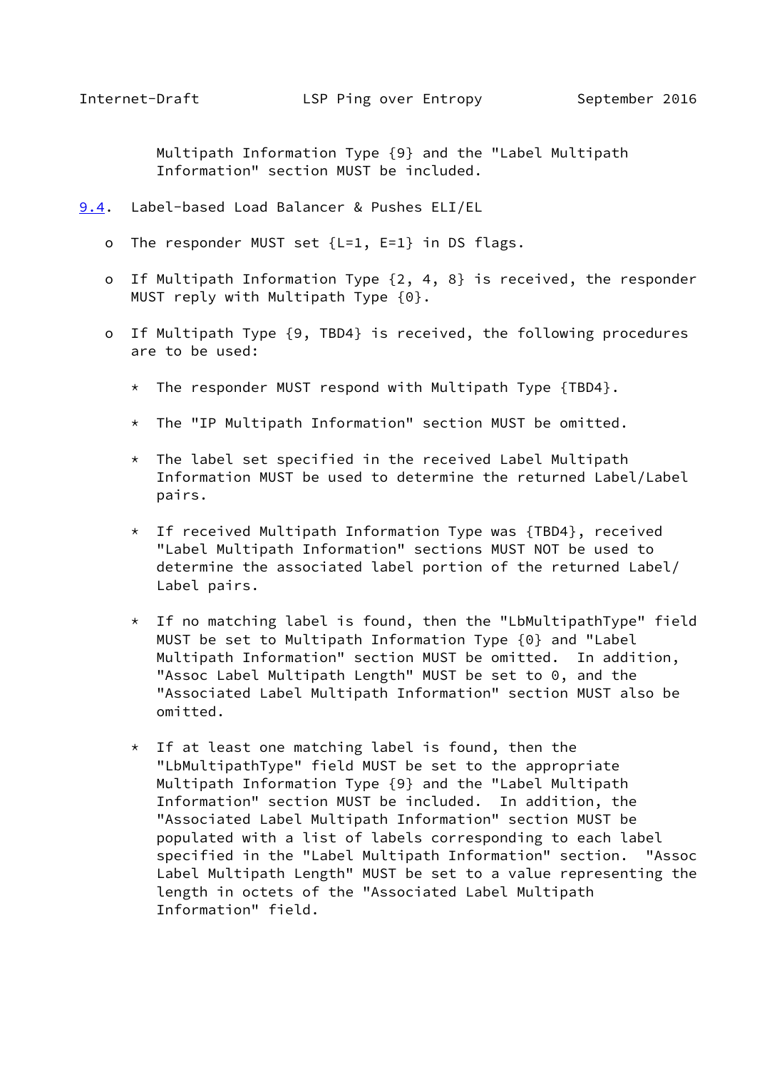Multipath Information Type {9} and the "Label Multipath Information" section MUST be included.

### 9.4. Label-based Load Balancer & Pushes ELI/EL

- The responder MUST set {L=1, E=1} in DS flags.

- If Multipath Information Type {2, 4, 8} is received, the responder MUST reply with Multipath Type {0}.

- If Multipath Type {9, TBD4} is received, the following procedures are to be used:

  * The responder MUST respond with Multipath Type {TBD4}.

  * The "IP Multipath Information" section MUST be omitted.

  * The label set specified in the received Label Multipath Information MUST be used to determine the returned Label/Label pairs.

  * If received Multipath Information Type was {TBD4}, received "Label Multipath Information" sections MUST NOT be used to determine the associated label portion of the returned Label/Label pairs.

  * If no matching label is found, then the "LbMultipathType" field MUST be set to Multipath Information Type {0} and "Label Multipath Information" section MUST be omitted. In addition, "Assoc Label Multipath Length" MUST be set to 0, and the "Associated Label Multipath Information" section MUST also be omitted.

  * If at least one matching label is found, then the "LbMultipathType" field MUST be set to the appropriate Multipath Information Type {9} and the "Label Multipath Information" section MUST be included. In addition, the "Associated Label Multipath Information" section MUST be populated with a list of labels corresponding to each label specified in the "Label Multipath Information" section. "Assoc Label Multipath Length" MUST be set to a value representing the length in octets of the "Associated Label Multipath Information" field.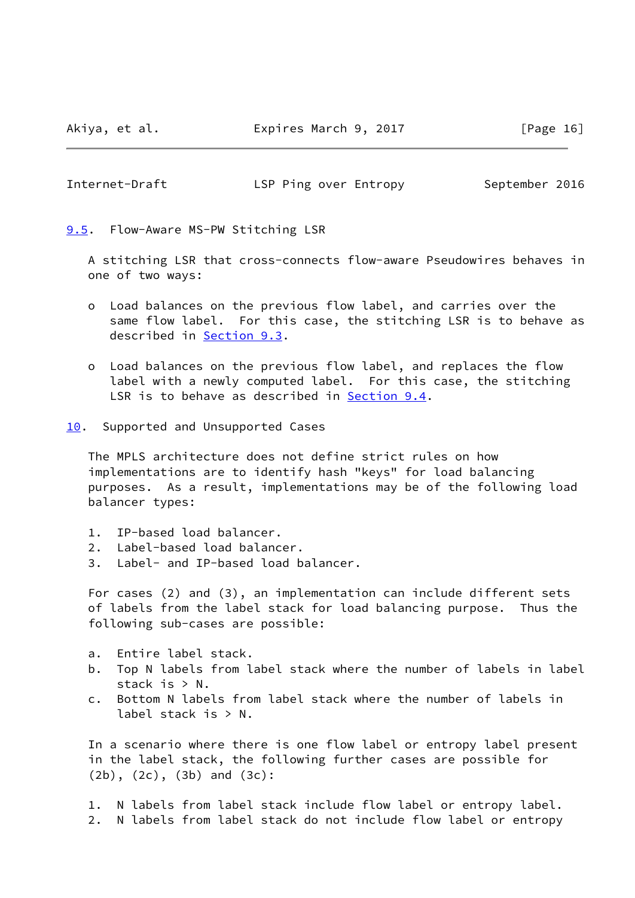### 9.5. Flow-Aware MS-PW Stitching LSR

A stitching LSR that cross-connects flow-aware Pseudowires behaves in one of two ways:

- Load balances on the previous flow label, and carries over the same flow label. For this case, the stitching LSR is to behave as described in Section 9.3.

- Load balances on the previous flow label, and replaces the flow label with a newly computed label. For this case, the stitching LSR is to behave as described in Section 9.4.

## 10. Supported and Unsupported Cases

The MPLS architecture does not define strict rules on how implementations are to identify hash "keys" for load balancing purposes. As a result, implementations may be of the following load balancer types:

1. IP-based load balancer.
2. Label-based load balancer.
3. Label- and IP-based load balancer.

For cases (2) and (3), an implementation can include different sets of labels from the label stack for load balancing purpose. Thus the following sub-cases are possible:

a. Entire label stack.
b. Top N labels from label stack where the number of labels in label stack is > N.
c. Bottom N labels from label stack where the number of labels in label stack is > N.

In a scenario where there is one flow label or entropy label present in the label stack, the following further cases are possible for (2b), (2c), (3b) and (3c):

1. N labels from label stack include flow label or entropy label.
2. N labels from label stack do not include flow label or entropy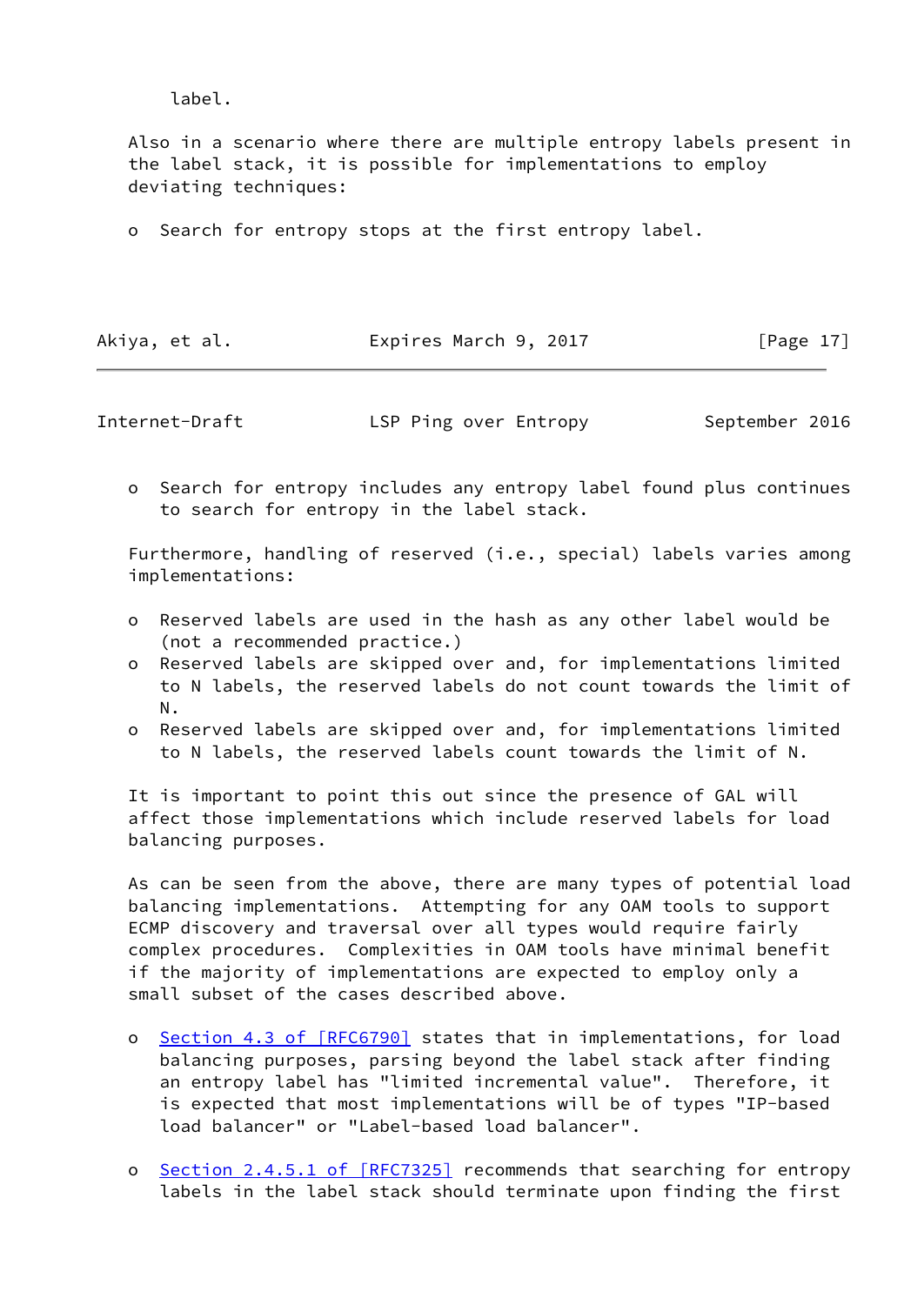label.

Also in a scenario where there are multiple entropy labels present in the label stack, it is possible for implementations to employ deviating techniques:

- Search for entropy stops at the first entropy label.
- Search for entropy includes any entropy label found plus continues to search for entropy in the label stack.

Furthermore, handling of reserved (i.e., special) labels varies among implementations:

- Reserved labels are used in the hash as any other label would be (not a recommended practice.)
- Reserved labels are skipped over and, for implementations limited to N labels, the reserved labels do not count towards the limit of N.
- Reserved labels are skipped over and, for implementations limited to N labels, the reserved labels count towards the limit of N.

It is important to point this out since the presence of GAL will affect those implementations which include reserved labels for load balancing purposes.

As can be seen from the above, there are many types of potential load balancing implementations. Attempting for any OAM tools to support ECMP discovery and traversal over all types would require fairly complex procedures. Complexities in OAM tools have minimal benefit if the majority of implementations are expected to employ only a small subset of the cases described above.

- Section 4.3 of [RFC6790] states that in implementations, for load balancing purposes, parsing beyond the label stack after finding an entropy label has "limited incremental value". Therefore, it is expected that most implementations will be of types "IP-based load balancer" or "Label-based load balancer".

- Section 2.4.5.1 of [RFC7325] recommends that searching for entropy labels in the label stack should terminate upon finding the first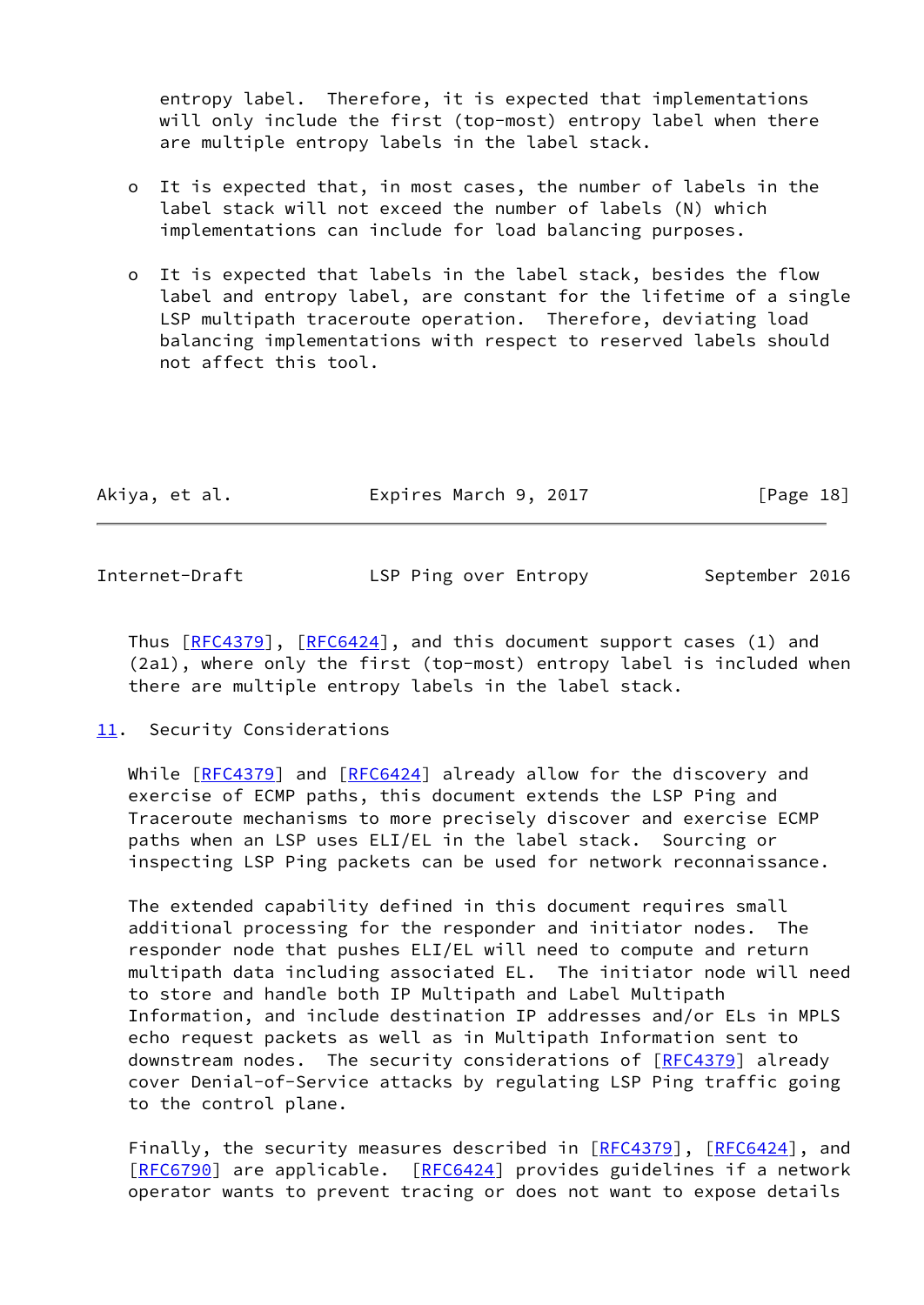entropy label. Therefore, it is expected that implementations will only include the first (top-most) entropy label when there are multiple entropy labels in the label stack.

- It is expected that, in most cases, the number of labels in the label stack will not exceed the number of labels (N) which implementations can include for load balancing purposes.

- It is expected that labels in the label stack, besides the flow label and entropy label, are constant for the lifetime of a single LSP multipath traceroute operation. Therefore, deviating load balancing implementations with respect to reserved labels should not affect this tool.

Thus [RFC4379], [RFC6424], and this document support cases (1) and (2a1), where only the first (top-most) entropy label is included when there are multiple entropy labels in the label stack.

## 11. Security Considerations

While [RFC4379] and [RFC6424] already allow for the discovery and exercise of ECMP paths, this document extends the LSP Ping and Traceroute mechanisms to more precisely discover and exercise ECMP paths when an LSP uses ELI/EL in the label stack. Sourcing or inspecting LSP Ping packets can be used for network reconnaissance.

The extended capability defined in this document requires small additional processing for the responder and initiator nodes. The responder node that pushes ELI/EL will need to compute and return multipath data including associated EL. The initiator node will need to store and handle both IP Multipath and Label Multipath Information, and include destination IP addresses and/or ELs in MPLS echo request packets as well as in Multipath Information sent to downstream nodes. The security considerations of [RFC4379] already cover Denial-of-Service attacks by regulating LSP Ping traffic going to the control plane.

Finally, the security measures described in [RFC4379], [RFC6424], and [RFC6790] are applicable. [RFC6424] provides guidelines if a network operator wants to prevent tracing or does not want to expose details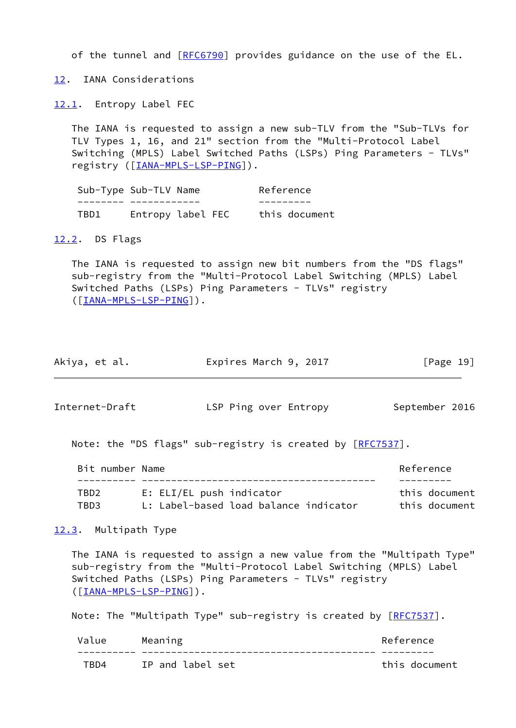of the tunnel and [RFC6790] provides guidance on the use of the EL.

## 12. IANA Considerations

### 12.1. Entropy Label FEC

The IANA is requested to assign a new sub-TLV from the "Sub-TLVs for TLV Types 1, 16, and 21" section from the "Multi-Protocol Label Switching (MPLS) Label Switched Paths (LSPs) Ping Parameters - TLVs" registry ([IANA-MPLS-LSP-PING]).

| Sub-Type | Sub-TLV Name | Reference |
|---|---|---|
| TBD1 | Entropy label FEC | this document |

### 12.2. DS Flags

The IANA is requested to assign new bit numbers from the "DS flags" sub-registry from the "Multi-Protocol Label Switching (MPLS) Label Switched Paths (LSPs) Ping Parameters - TLVs" registry ([IANA-MPLS-LSP-PING]).

Note: the "DS flags" sub-registry is created by [RFC7537].

| Bit number | Name | Reference |
|---|---|---|
| TBD2 | E: ELI/EL push indicator | this document |
| TBD3 | L: Label-based load balance indicator | this document |

### 12.3. Multipath Type

The IANA is requested to assign a new value from the "Multipath Type" sub-registry from the "Multi-Protocol Label Switching (MPLS) Label Switched Paths (LSPs) Ping Parameters - TLVs" registry ([IANA-MPLS-LSP-PING]).

Note: The "Multipath Type" sub-registry is created by [RFC7537].

| Value | Meaning | Reference |
|---|---|---|
| TBD4 | IP and label set | this document |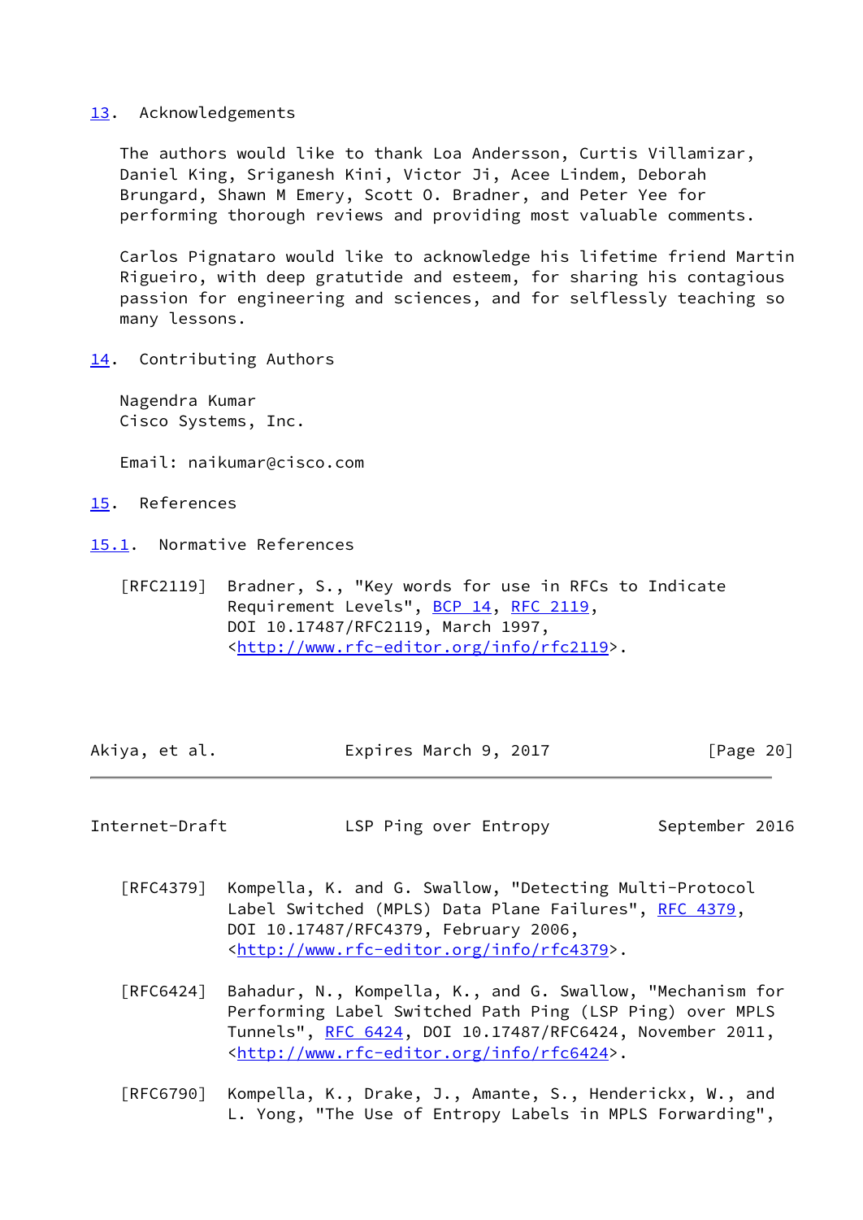## 13. Acknowledgements

The authors would like to thank Loa Andersson, Curtis Villamizar, Daniel King, Sriganesh Kini, Victor Ji, Acee Lindem, Deborah Brungard, Shawn M Emery, Scott O. Bradner, and Peter Yee for performing thorough reviews and providing most valuable comments.

Carlos Pignataro would like to acknowledge his lifetime friend Martin Rigueiro, with deep gratitude and esteem, for sharing his contagious passion for engineering and sciences, and for selflessly teaching so many lessons.

## 14. Contributing Authors

Nagendra Kumar
Cisco Systems, Inc.

Email: naikumar@cisco.com

## 15. References

### 15.1. Normative References

[RFC2119] Bradner, S., "Key words for use in RFCs to Indicate Requirement Levels", BCP 14, RFC 2119, DOI 10.17487/RFC2119, March 1997, <http://www.rfc-editor.org/info/rfc2119>.

[RFC4379] Kompella, K. and G. Swallow, "Detecting Multi-Protocol Label Switched (MPLS) Data Plane Failures", RFC 4379, DOI 10.17487/RFC4379, February 2006, <http://www.rfc-editor.org/info/rfc4379>.

[RFC6424] Bahadur, N., Kompella, K., and G. Swallow, "Mechanism for Performing Label Switched Path Ping (LSP Ping) over MPLS Tunnels", RFC 6424, DOI 10.17487/RFC6424, November 2011, <http://www.rfc-editor.org/info/rfc6424>.

[RFC6790] Kompella, K., Drake, J., Amante, S., Henderickx, W., and L. Yong, "The Use of Entropy Labels in MPLS Forwarding",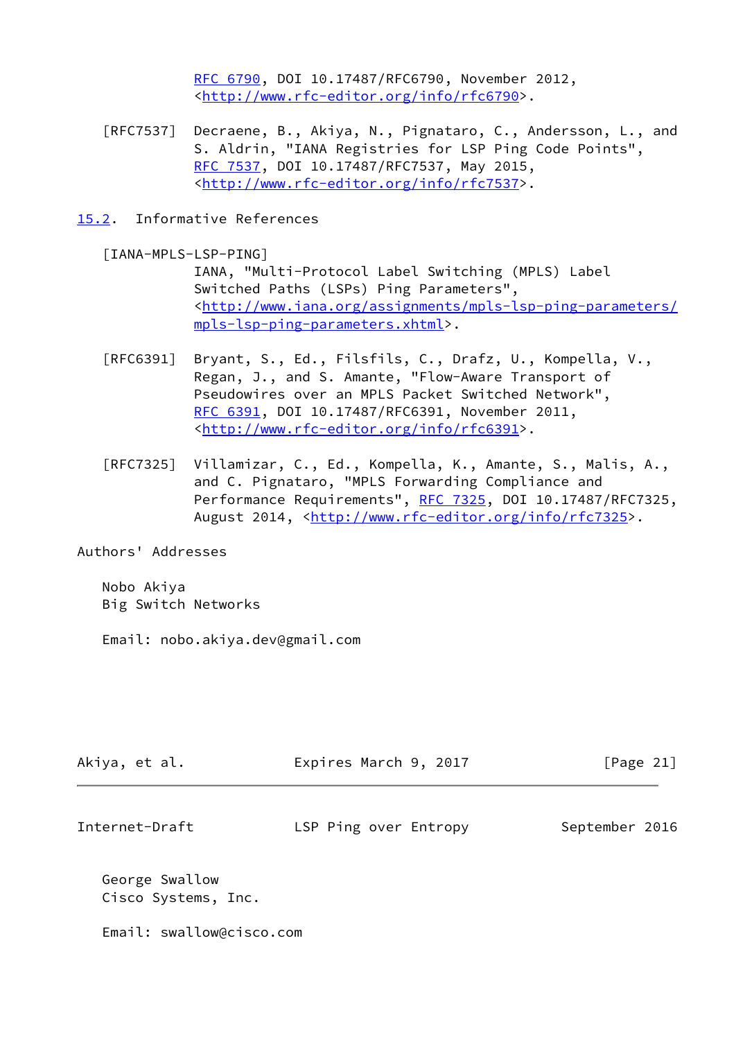RFC 6790, DOI 10.17487/RFC6790, November 2012, <http://www.rfc-editor.org/info/rfc6790>.

[RFC7537] Decraene, B., Akiya, N., Pignataro, C., Andersson, L., and S. Aldrin, "IANA Registries for LSP Ping Code Points", RFC 7537, DOI 10.17487/RFC7537, May 2015, <http://www.rfc-editor.org/info/rfc7537>.

## 15.2. Informative References

[IANA-MPLS-LSP-PING] IANA, "Multi-Protocol Label Switching (MPLS) Label Switched Paths (LSPs) Ping Parameters", <http://www.iana.org/assignments/mpls-lsp-ping-parameters/mpls-lsp-ping-parameters.xhtml>.

[RFC6391] Bryant, S., Ed., Filsfils, C., Drafz, U., Kompella, V., Regan, J., and S. Amante, "Flow-Aware Transport of Pseudowires over an MPLS Packet Switched Network", RFC 6391, DOI 10.17487/RFC6391, November 2011, <http://www.rfc-editor.org/info/rfc6391>.

[RFC7325] Villamizar, C., Ed., Kompella, K., Amante, S., Malis, A., and C. Pignataro, "MPLS Forwarding Compliance and Performance Requirements", RFC 7325, DOI 10.17487/RFC7325, August 2014, <http://www.rfc-editor.org/info/rfc7325>.

## Authors' Addresses

Nobo Akiya
Big Switch Networks

Email: nobo.akiya.dev@gmail.com

George Swallow
Cisco Systems, Inc.

Email: swallow@cisco.com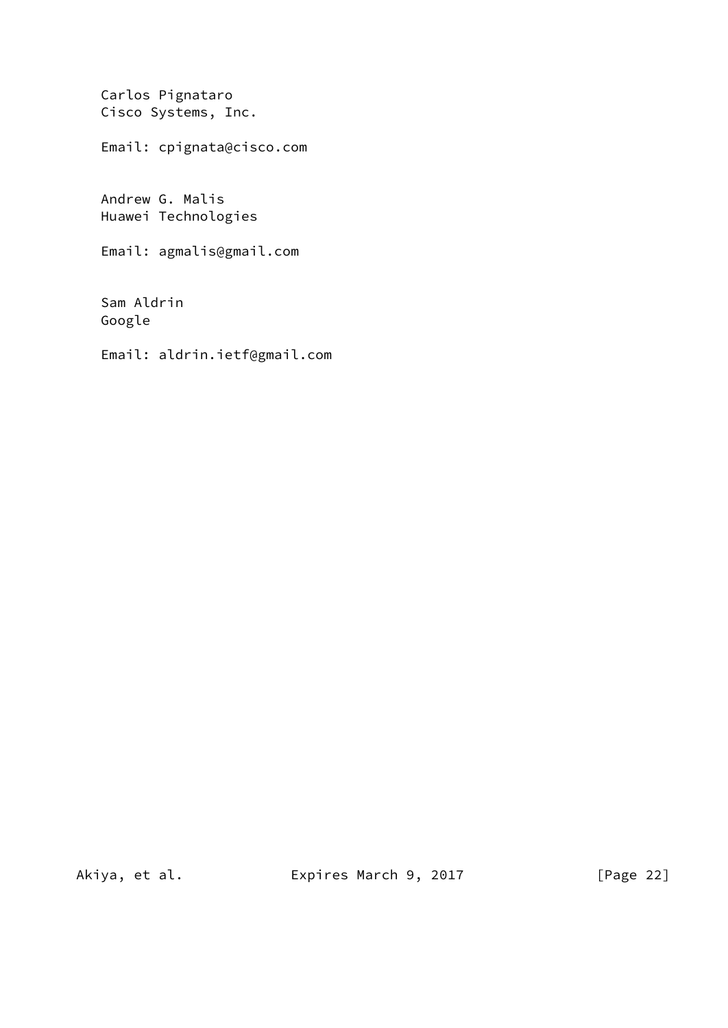Carlos Pignataro
Cisco Systems, Inc.

Email: cpignata@cisco.com

Andrew G. Malis
Huawei Technologies

Email: agmalis@gmail.com

Sam Aldrin
Google

Email: aldrin.ietf@gmail.com